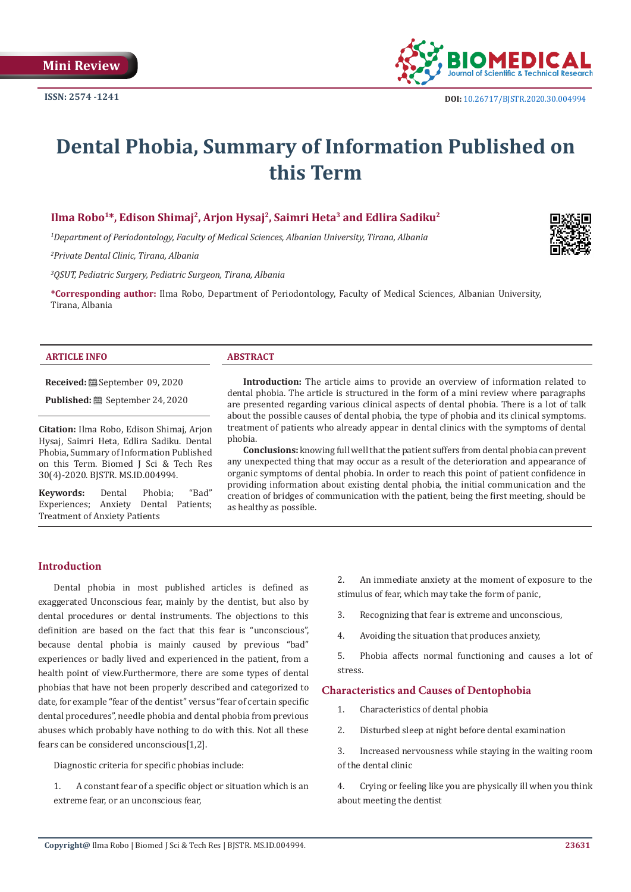Mini Review

ISSN: 2574 -1241

DOI: 10.26717/BJSTR.2020.30.004994

# Dental Phobia, Summary of Information Published on this Term

**Ilma Robo[1]*, Edison Shimaj[2], Arjon Hysaj[2], Saimri Heta[3] and Edlira Sadiku[2]**

*[1]Department of Periodontology, Faculty of Medical Sciences, Albanian University, Tirana, Albania*

*[2]Private Dental Clinic, Tirana, Albania*

*[3]QSUT, Pediatric Surgery, Pediatric Surgeon, Tirana, Albania*

**\*Corresponding author:** Ilma Robo, Department of Periodontology, Faculty of Medical Sciences, Albanian University, Tirana, Albania

**ARTICLE INFO**

**Received:** September 09, 2020

**Published:** September 24, 2020

**Citation:** Ilma Robo, Edison Shimaj, Arjon Hysaj, Saimri Heta, Edlira Sadiku. Dental Phobia, Summary of Information Published on this Term. Biomed J Sci & Tech Res 30(4)-2020. BJSTR. MS.ID.004994.

**Keywords:** Dental Phobia; "Bad" Experiences; Anxiety Dental Patients; Treatment of Anxiety Patients

**ABSTRACT**

**Introduction:** The article aims to provide an overview of information related to dental phobia. The article is structured in the form of a mini review where paragraphs are presented regarding various clinical aspects of dental phobia. There is a lot of talk about the possible causes of dental phobia, the type of phobia and its clinical symptoms. treatment of patients who already appear in dental clinics with the symptoms of dental phobia.

**Conclusions:** knowing full well that the patient suffers from dental phobia can prevent any unexpected thing that may occur as a result of the deterioration and appearance of organic symptoms of dental phobia. In order to reach this point of patient confidence in providing information about existing dental phobia, the initial communication and the creation of bridges of communication with the patient, being the first meeting, should be as healthy as possible.

## Introduction

Dental phobia in most published articles is defined as exaggerated Unconscious fear, mainly by the dentist, but also by dental procedures or dental instruments. The objections to this definition are based on the fact that this fear is "unconscious", because dental phobia is mainly caused by previous "bad" experiences or badly lived and experienced in the patient, from a health point of view.Furthermore, there are some types of dental phobias that have not been properly described and categorized to date, for example "fear of the dentist" versus "fear of certain specific dental procedures", needle phobia and dental phobia from previous abuses which probably have nothing to do with this. Not all these fears can be considered unconscious[1,2].

Diagnostic criteria for specific phobias include:

1. A constant fear of a specific object or situation which is an extreme fear, or an unconscious fear,
2. An immediate anxiety at the moment of exposure to the stimulus of fear, which may take the form of panic,
3. Recognizing that fear is extreme and unconscious,
4. Avoiding the situation that produces anxiety,
5. Phobia affects normal functioning and causes a lot of stress.

## Characteristics and Causes of Dentophobia

1. Characteristics of dental phobia
2. Disturbed sleep at night before dental examination
3. Increased nervousness while staying in the waiting room of the dental clinic
4. Crying or feeling like you are physically ill when you think about meeting the dentist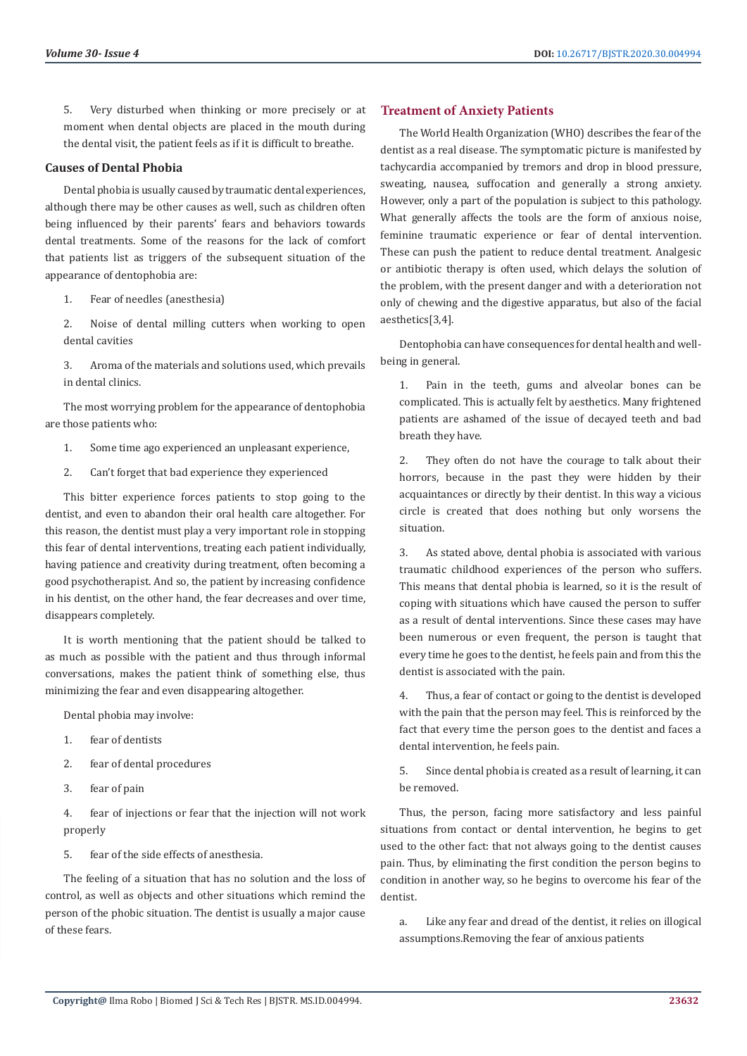5. Very disturbed when thinking or more precisely or at moment when dental objects are placed in the mouth during the dental visit, the patient feels as if it is difficult to breathe.

### Causes of Dental Phobia

Dental phobia is usually caused by traumatic dental experiences, although there may be other causes as well, such as children often being influenced by their parents' fears and behaviors towards dental treatments. Some of the reasons for the lack of comfort that patients list as triggers of the subsequent situation of the appearance of dentophobia are:

1. Fear of needles (anesthesia)
2. Noise of dental milling cutters when working to open dental cavities
3. Aroma of the materials and solutions used, which prevails in dental clinics.

The most worrying problem for the appearance of dentophobia are those patients who:

1. Some time ago experienced an unpleasant experience,
2. Can't forget that bad experience they experienced

This bitter experience forces patients to stop going to the dentist, and even to abandon their oral health care altogether. For this reason, the dentist must play a very important role in stopping this fear of dental interventions, treating each patient individually, having patience and creativity during treatment, often becoming a good psychotherapist. And so, the patient by increasing confidence in his dentist, on the other hand, the fear decreases and over time, disappears completely.

It is worth mentioning that the patient should be talked to as much as possible with the patient and thus through informal conversations, makes the patient think of something else, thus minimizing the fear and even disappearing altogether.

Dental phobia may involve:

1. fear of dentists
2. fear of dental procedures
3. fear of pain
4. fear of injections or fear that the injection will not work properly
5. fear of the side effects of anesthesia.

The feeling of a situation that has no solution and the loss of control, as well as objects and other situations which remind the person of the phobic situation. The dentist is usually a major cause of these fears.

## Treatment of Anxiety Patients

The World Health Organization (WHO) describes the fear of the dentist as a real disease. The symptomatic picture is manifested by tachycardia accompanied by tremors and drop in blood pressure, sweating, nausea, suffocation and generally a strong anxiety. However, only a part of the population is subject to this pathology. What generally affects the tools are the form of anxious noise, feminine traumatic experience or fear of dental intervention. These can push the patient to reduce dental treatment. Analgesic or antibiotic therapy is often used, which delays the solution of the problem, with the present danger and with a deterioration not only of chewing and the digestive apparatus, but also of the facial aesthetics[3,4].

Dentophobia can have consequences for dental health and well-being in general.

1. Pain in the teeth, gums and alveolar bones can be complicated. This is actually felt by aesthetics. Many frightened patients are ashamed of the issue of decayed teeth and bad breath they have.
2. They often do not have the courage to talk about their horrors, because in the past they were hidden by their acquaintances or directly by their dentist. In this way a vicious circle is created that does nothing but only worsens the situation.
3. As stated above, dental phobia is associated with various traumatic childhood experiences of the person who suffers. This means that dental phobia is learned, so it is the result of coping with situations which have caused the person to suffer as a result of dental interventions. Since these cases may have been numerous or even frequent, the person is taught that every time he goes to the dentist, he feels pain and from this the dentist is associated with the pain.
4. Thus, a fear of contact or going to the dentist is developed with the pain that the person may feel. This is reinforced by the fact that every time the person goes to the dentist and faces a dental intervention, he feels pain.
5. Since dental phobia is created as a result of learning, it can be removed.

Thus, the person, facing more satisfactory and less painful situations from contact or dental intervention, he begins to get used to the other fact: that not always going to the dentist causes pain. Thus, by eliminating the first condition the person begins to condition in another way, so he begins to overcome his fear of the dentist.

a. Like any fear and dread of the dentist, it relies on illogical assumptions.Removing the fear of anxious patients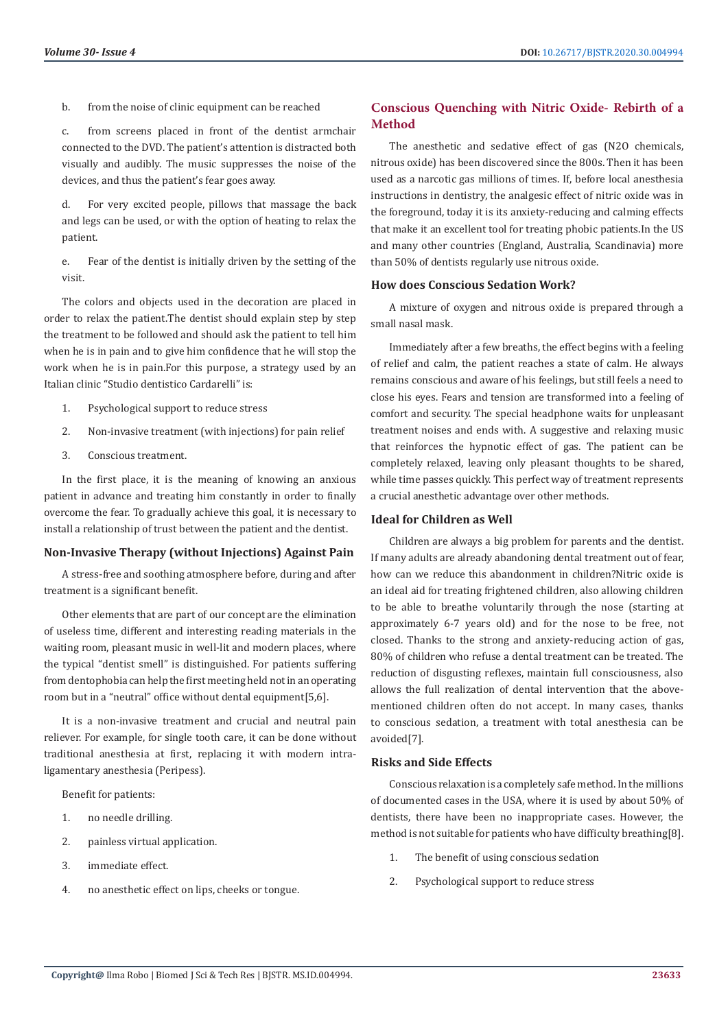b. from the noise of clinic equipment can be reached

c. from screens placed in front of the dentist armchair connected to the DVD. The patient's attention is distracted both visually and audibly. The music suppresses the noise of the devices, and thus the patient's fear goes away.

d. For very excited people, pillows that massage the back and legs can be used, or with the option of heating to relax the patient.

e. Fear of the dentist is initially driven by the setting of the visit.

The colors and objects used in the decoration are placed in order to relax the patient.The dentist should explain step by step the treatment to be followed and should ask the patient to tell him when he is in pain and to give him confidence that he will stop the work when he is in pain.For this purpose, a strategy used by an Italian clinic "Studio dentistico Cardarelli" is:

1. Psychological support to reduce stress
2. Non-invasive treatment (with injections) for pain relief
3. Conscious treatment.

In the first place, it is the meaning of knowing an anxious patient in advance and treating him constantly in order to finally overcome the fear. To gradually achieve this goal, it is necessary to install a relationship of trust between the patient and the dentist.

### Non-Invasive Therapy (without Injections) Against Pain

A stress-free and soothing atmosphere before, during and after treatment is a significant benefit.

Other elements that are part of our concept are the elimination of useless time, different and interesting reading materials in the waiting room, pleasant music in well-lit and modern places, where the typical "dentist smell" is distinguished. For patients suffering from dentophobia can help the first meeting held not in an operating room but in a "neutral" office without dental equipment[5,6].

It is a non-invasive treatment and crucial and neutral pain reliever. For example, for single tooth care, it can be done without traditional anesthesia at first, replacing it with modern intra-ligamentary anesthesia (Peripess).

Benefit for patients:

1. no needle drilling.
2. painless virtual application.
3. immediate effect.
4. no anesthetic effect on lips, cheeks or tongue.

## Conscious Quenching with Nitric Oxide- Rebirth of a Method

The anesthetic and sedative effect of gas (N2O chemicals, nitrous oxide) has been discovered since the 800s. Then it has been used as a narcotic gas millions of times. If, before local anesthesia instructions in dentistry, the analgesic effect of nitric oxide was in the foreground, today it is its anxiety-reducing and calming effects that make it an excellent tool for treating phobic patients.In the US and many other countries (England, Australia, Scandinavia) more than 50% of dentists regularly use nitrous oxide.

### How does Conscious Sedation Work?

A mixture of oxygen and nitrous oxide is prepared through a small nasal mask.

Immediately after a few breaths, the effect begins with a feeling of relief and calm, the patient reaches a state of calm. He always remains conscious and aware of his feelings, but still feels a need to close his eyes. Fears and tension are transformed into a feeling of comfort and security. The special headphone waits for unpleasant treatment noises and ends with. A suggestive and relaxing music that reinforces the hypnotic effect of gas. The patient can be completely relaxed, leaving only pleasant thoughts to be shared, while time passes quickly. This perfect way of treatment represents a crucial anesthetic advantage over other methods.

### Ideal for Children as Well

Children are always a big problem for parents and the dentist. If many adults are already abandoning dental treatment out of fear, how can we reduce this abandonment in children?Nitric oxide is an ideal aid for treating frightened children, also allowing children to be able to breathe voluntarily through the nose (starting at approximately 6-7 years old) and for the nose to be free, not closed. Thanks to the strong and anxiety-reducing action of gas, 80% of children who refuse a dental treatment can be treated. The reduction of disgusting reflexes, maintain full consciousness, also allows the full realization of dental intervention that the above-mentioned children often do not accept. In many cases, thanks to conscious sedation, a treatment with total anesthesia can be avoided[7].

### Risks and Side Effects

Conscious relaxation is a completely safe method. In the millions of documented cases in the USA, where it is used by about 50% of dentists, there have been no inappropriate cases. However, the method is not suitable for patients who have difficulty breathing[8].

1. The benefit of using conscious sedation
2. Psychological support to reduce stress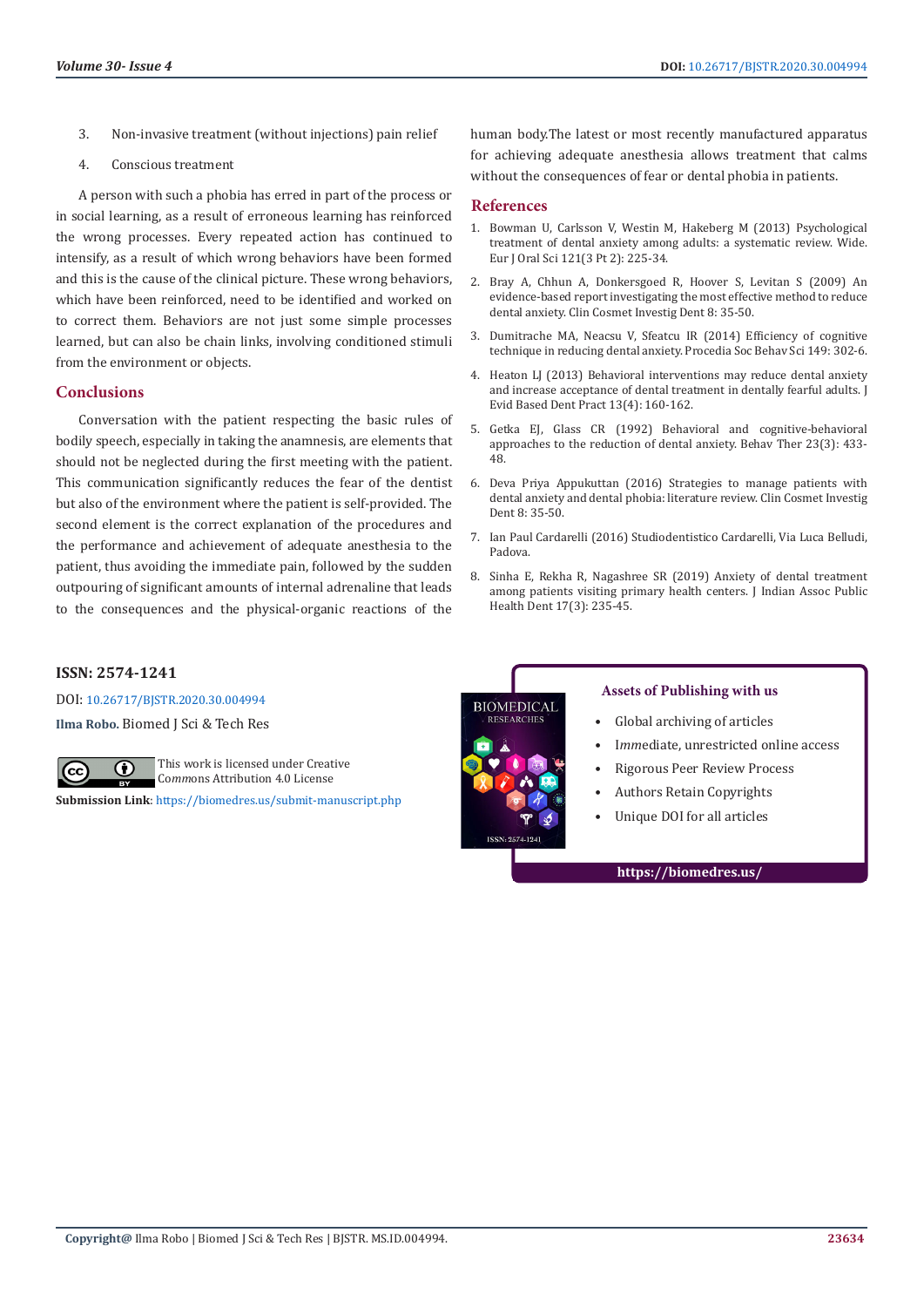3. Non-invasive treatment (without injections) pain relief
4. Conscious treatment

A person with such a phobia has erred in part of the process or in social learning, as a result of erroneous learning has reinforced the wrong processes. Every repeated action has continued to intensify, as a result of which wrong behaviors have been formed and this is the cause of the clinical picture. These wrong behaviors, which have been reinforced, need to be identified and worked on to correct them. Behaviors are not just some simple processes learned, but can also be chain links, involving conditioned stimuli from the environment or objects.

## Conclusions

Conversation with the patient respecting the basic rules of bodily speech, especially in taking the anamnesis, are elements that should not be neglected during the first meeting with the patient. This communication significantly reduces the fear of the dentist but also of the environment where the patient is self-provided. The second element is the correct explanation of the procedures and the performance and achievement of adequate anesthesia to the patient, thus avoiding the immediate pain, followed by the sudden outpouring of significant amounts of internal adrenaline that leads to the consequences and the physical-organic reactions of the human body.The latest or most recently manufactured apparatus for achieving adequate anesthesia allows treatment that calms without the consequences of fear or dental phobia in patients.

## References

1. Bowman U, Carlsson V, Westin M, Hakeberg M (2013) Psychological treatment of dental anxiety among adults: a systematic review. Wide. Eur J Oral Sci 121(3 Pt 2): 225-34.
2. Bray A, Chhun A, Donkersgoed R, Hoover S, Levitan S (2009) An evidence-based report investigating the most effective method to reduce dental anxiety. Clin Cosmet Investig Dent 8: 35-50.
3. Dumitrache MA, Neacsu V, Sfeatcu IR (2014) Efficiency of cognitive technique in reducing dental anxiety. Procedia Soc Behav Sci 149: 302-6.
4. Heaton LJ (2013) Behavioral interventions may reduce dental anxiety and increase acceptance of dental treatment in dentally fearful adults. J Evid Based Dent Pract 13(4): 160-162.
5. Getka EJ, Glass CR (1992) Behavioral and cognitive-behavioral approaches to the reduction of dental anxiety. Behav Ther 23(3): 433-48.
6. Deva Priya Appukuttan (2016) Strategies to manage patients with dental anxiety and dental phobia: literature review. Clin Cosmet Investig Dent 8: 35-50.
7. Ian Paul Cardarelli (2016) Studiodentistico Cardarelli, Via Luca Belludi, Padova.
8. Sinha E, Rekha R, Nagashree SR (2019) Anxiety of dental treatment among patients visiting primary health centers. J Indian Assoc Public Health Dent 17(3): 235-45.

**ISSN: 2574-1241**

DOI: 10.26717/BJSTR.2020.30.004994

**Ilma Robo.** Biomed J Sci & Tech Res

This work is licensed under Creative Commons Attribution 4.0 License

**Submission Link**: https://biomedres.us/submit-manuscript.php

**Assets of Publishing with us**

- Global archiving of articles
- Immediate, unrestricted online access
- Rigorous Peer Review Process
- Authors Retain Copyrights
- Unique DOI for all articles

**https://biomedres.us/**